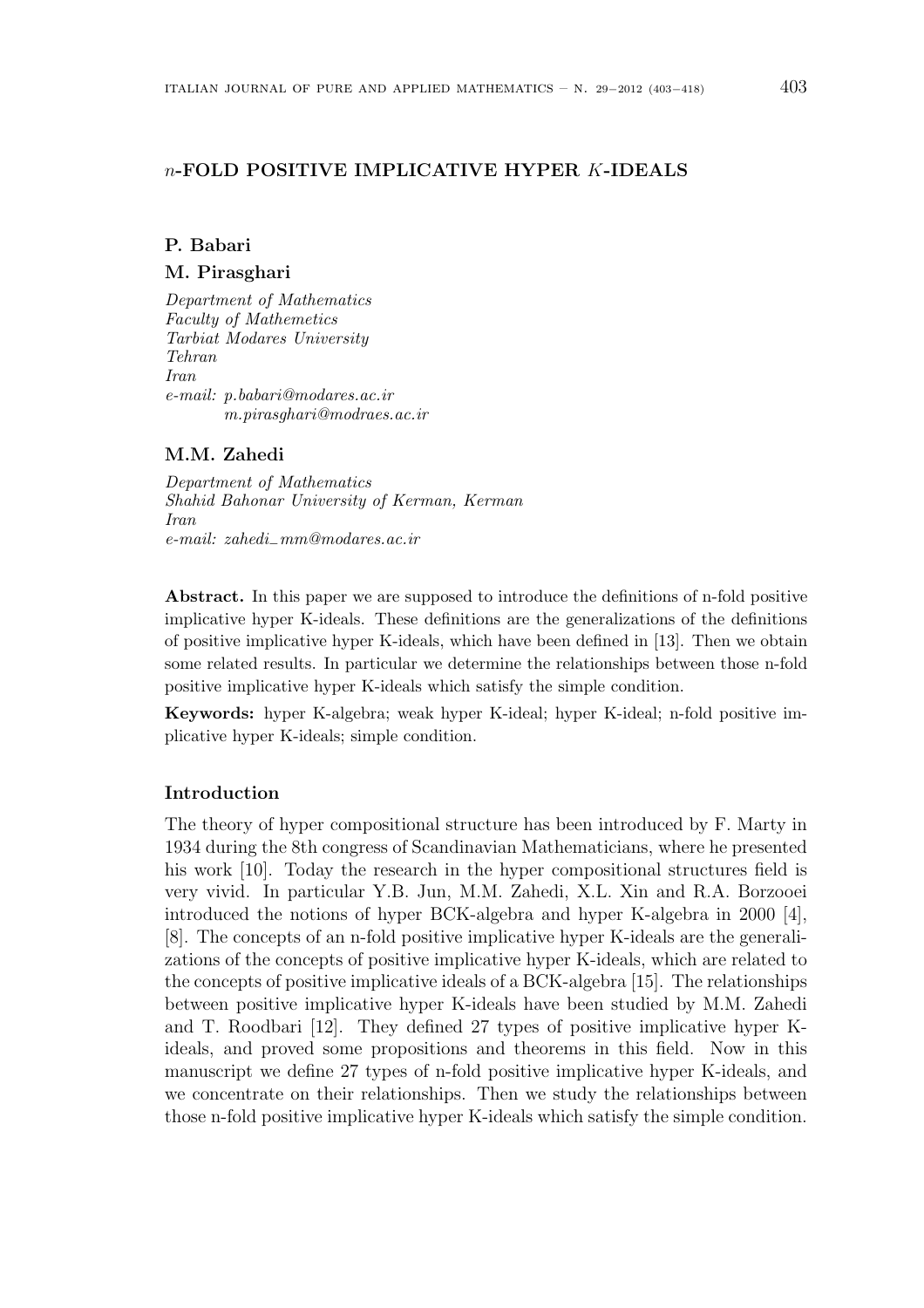# $n$-FOLD POSITIVE IMPLICATIVE HYPER $K$-IDEALS

**P. Babari**

**M. Pirasghari**

*Department of Mathematics*
*Faculty of Mathemetics*
*Tarbiat Modares University*
*Tehran*
*Iran*
*e-mail: p.babari@modares.ac.ir*
*m.pirasghari@modraes.ac.ir*

**M.M. Zahedi**

*Department of Mathematics*
*Shahid Bahonar University of Kerman, Kerman*
*Iran*
*e-mail: zahedi_mm@modares.ac.ir*

**Abstract.** In this paper we are supposed to introduce the definitions of n-fold positive implicative hyper K-ideals. These definitions are the generalizations of the definitions of positive implicative hyper K-ideals, which have been defined in [13]. Then we obtain some related results. In particular we determine the relationships between those n-fold positive implicative hyper K-ideals which satisfy the simple condition.

**Keywords:** hyper K-algebra; weak hyper K-ideal; hyper K-ideal; n-fold positive implicative hyper K-ideals; simple condition.

## Introduction

The theory of hyper compositional structure has been introduced by F. Marty in 1934 during the 8th congress of Scandinavian Mathematicians, where he presented his work [10]. Today the research in the hyper compositional structures field is very vivid. In particular Y.B. Jun, M.M. Zahedi, X.L. Xin and R.A. Borzooei introduced the notions of hyper BCK-algebra and hyper K-algebra in 2000 [4], [8]. The concepts of an n-fold positive implicative hyper K-ideals are the generalizations of the concepts of positive implicative hyper K-ideals, which are related to the concepts of positive implicative ideals of a BCK-algebra [15]. The relationships between positive implicative hyper K-ideals have been studied by M.M. Zahedi and T. Roodbari [12]. They defined 27 types of positive implicative hyper K-ideals, and proved some propositions and theorems in this field. Now in this manuscript we define 27 types of n-fold positive implicative hyper K-ideals, and we concentrate on their relationships. Then we study the relationships between those n-fold positive implicative hyper K-ideals which satisfy the simple condition.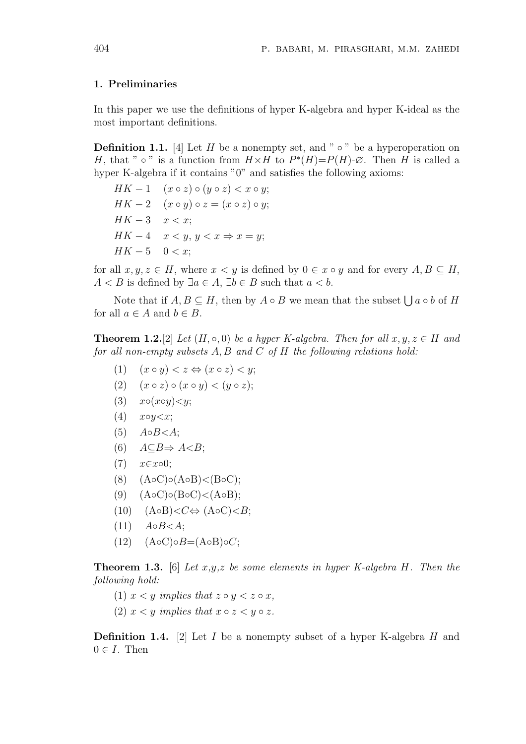## 1. Preliminaries

In this paper we use the definitions of hyper K-algebra and hyper K-ideal as the most important definitions.

**Definition 1.1.** [4] Let $H$ be a nonempty set, and " $\circ$ " be a hyperoperation on $H$, that " $\circ$ " is a function from $H\times H$ to $P^*(H)$=$P(H)$-$\varnothing$. Then $H$ is called a hyper K-algebra if it contains "0" and satisfies the following axioms:

$HK-1 \quad (x \circ z) \circ (y \circ z) < x \circ y;$

$HK-2 \quad (x \circ y) \circ z = (x \circ z) \circ y;$

$HK-3 \quad x < x;$

$HK-4 \quad x < y,\ y < x \Rightarrow x = y;$

$HK-5 \quad 0 < x;$

for all $x, y, z \in H$, where $x < y$ is defined by $0 \in x \circ y$ and for every $A, B \subseteq H$, $A < B$ is defined by $\exists a \in A$, $\exists b \in B$ such that $a < b$.

Note that if $A, B \subseteq H$, then by $A \circ B$ we mean that the subset $\bigcup a \circ b$ of $H$ for all $a \in A$ and $b \in B$.

**Theorem 1.2.**[2] *Let $(H, \circ, 0)$ be a hyper K-algebra. Then for all $x, y, z \in H$ and for all non-empty subsets $A, B$ and $C$ of $H$ the following relations hold:*

(1) $\quad (x \circ y) < z \Leftrightarrow (x \circ z) < y;$

(2) $\quad (x \circ z) \circ (x \circ y) < (y \circ z);$

(3) $\quad x\circ(x\circ y)<y;$

(4) $\quad x\circ y<x;$

(5) $\quad A\circ B<A;$

(6) $\quad A\subseteq B\Rightarrow A<B;$

(7) $\quad x\in x\circ 0;$

(8) $\quad (A\circ C)\circ(A\circ B)<(B\circ C);$

(9) $\quad (A\circ C)\circ(B\circ C)<(A\circ B);$

(10) $\quad (A\circ B)<C\Leftrightarrow (A\circ C)<B;$

(11) $\quad A\circ B<A;$

(12) $\quad (A\circ C)\circ B=(A\circ B)\circ C;$

**Theorem 1.3.** [6] *Let x,y,z be some elements in hyper K-algebra $H$. Then the following hold:*

(1) *$x < y$ implies that $z \circ y < z \circ x$,*

(2) *$x < y$ implies that $x \circ z < y \circ z$.*

**Definition 1.4.** [2] Let $I$ be a nonempty subset of a hyper K-algebra $H$ and $0 \in I$. Then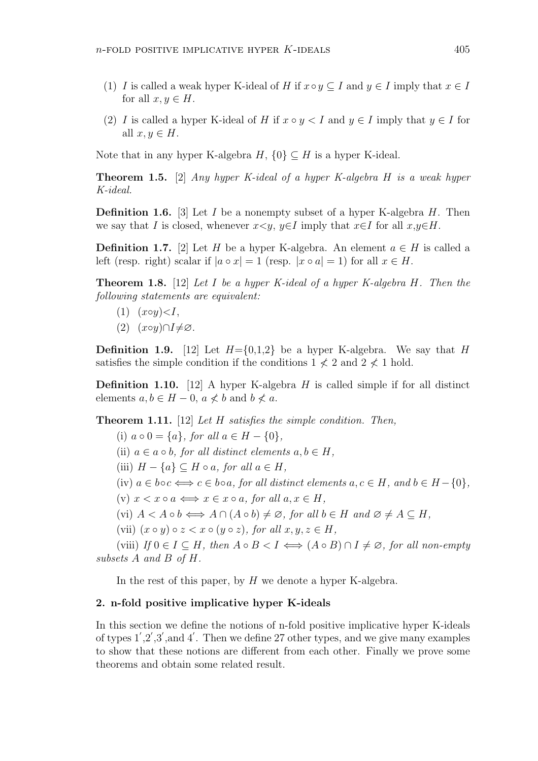(1) $I$ is called a weak hyper K-ideal of $H$ if $x \circ y \subseteq I$ and $y \in I$ imply that $x \in I$ for all $x, y \in H$.

(2) $I$ is called a hyper K-ideal of $H$ if $x \circ y < I$ and $y \in I$ imply that $y \in I$ for all $x, y \in H$.

Note that in any hyper K-algebra $H$, $\{0\} \subseteq H$ is a hyper K-ideal.

**Theorem 1.5.** [2] *Any hyper K-ideal of a hyper K-algebra $H$ is a weak hyper K-ideal.*

**Definition 1.6.** [3] Let $I$ be a nonempty subset of a hyper K-algebra $H$. Then we say that $I$ is closed, whenever $x{<}y$, $y{\in}I$ imply that $x{\in}I$ for all $x{,}y{\in}H$.

**Definition 1.7.** [2] Let $H$ be a hyper K-algebra. An element $a \in H$ is called a left (resp. right) scalar if $|a \circ x| = 1$ (resp. $|x \circ a| = 1$) for all $x \in H$.

**Theorem 1.8.** [12] *Let $I$ be a hyper K-ideal of a hyper K-algebra $H$. Then the following statements are equivalent:*

(1) $(x{\circ}y){<}I$,

(2) $(x{\circ}y){\cap}I{\neq}\varnothing$.

**Definition 1.9.** [12] Let $H{=}\{0{,}1{,}2\}$ be a hyper K-algebra. We say that $H$ satisfies the simple condition if the conditions $1 \not< 2$ and $2 \not< 1$ hold.

**Definition 1.10.** [12] A hyper K-algebra $H$ is called simple if for all distinct elements $a, b \in H - 0$, $a \not< b$ and $b \not< a$.

**Theorem 1.11.** [12] *Let $H$ satisfies the simple condition. Then,*

(i) $a \circ 0 = \{a\}$*, for all* $a \in H - \{0\}$,

(ii) $a \in a \circ b$*, for all distinct elements* $a, b \in H$,

(iii) $H - \{a\} \subseteq H \circ a$*, for all* $a \in H$,

(iv) $a \in b{\circ}c \Longleftrightarrow c \in b{\circ}a$*, for all distinct elements* $a, c \in H$*, and* $b \in H - \{0\}$,

(v) $x < x \circ a \Longleftrightarrow x \in x \circ a$*, for all* $a, x \in H$,

(vi) $A < A \circ b \Longleftrightarrow A \cap (A \circ b) \neq \varnothing$*, for all* $b \in H$ *and* $\varnothing \neq A \subseteq H$,

(vii) $(x \circ y) \circ z < x \circ (y \circ z)$*, for all* $x, y, z \in H$,

(viii) *If* $0 \in I \subseteq H$*, then* $A \circ B < I \Longleftrightarrow (A \circ B) \cap I \neq \varnothing$*, for all non-empty subsets* $A$ *and* $B$ *of* $H$.

In the rest of this paper, by $H$ we denote a hyper K-algebra.

## 2. n-fold positive implicative hyper K-ideals

In this section we define the notions of n-fold positive implicative hyper K-ideals of types $1'$,$2'$,$3'$,and $4'$. Then we define 27 other types, and we give many examples to show that these notions are different from each other. Finally we prove some theorems and obtain some related result.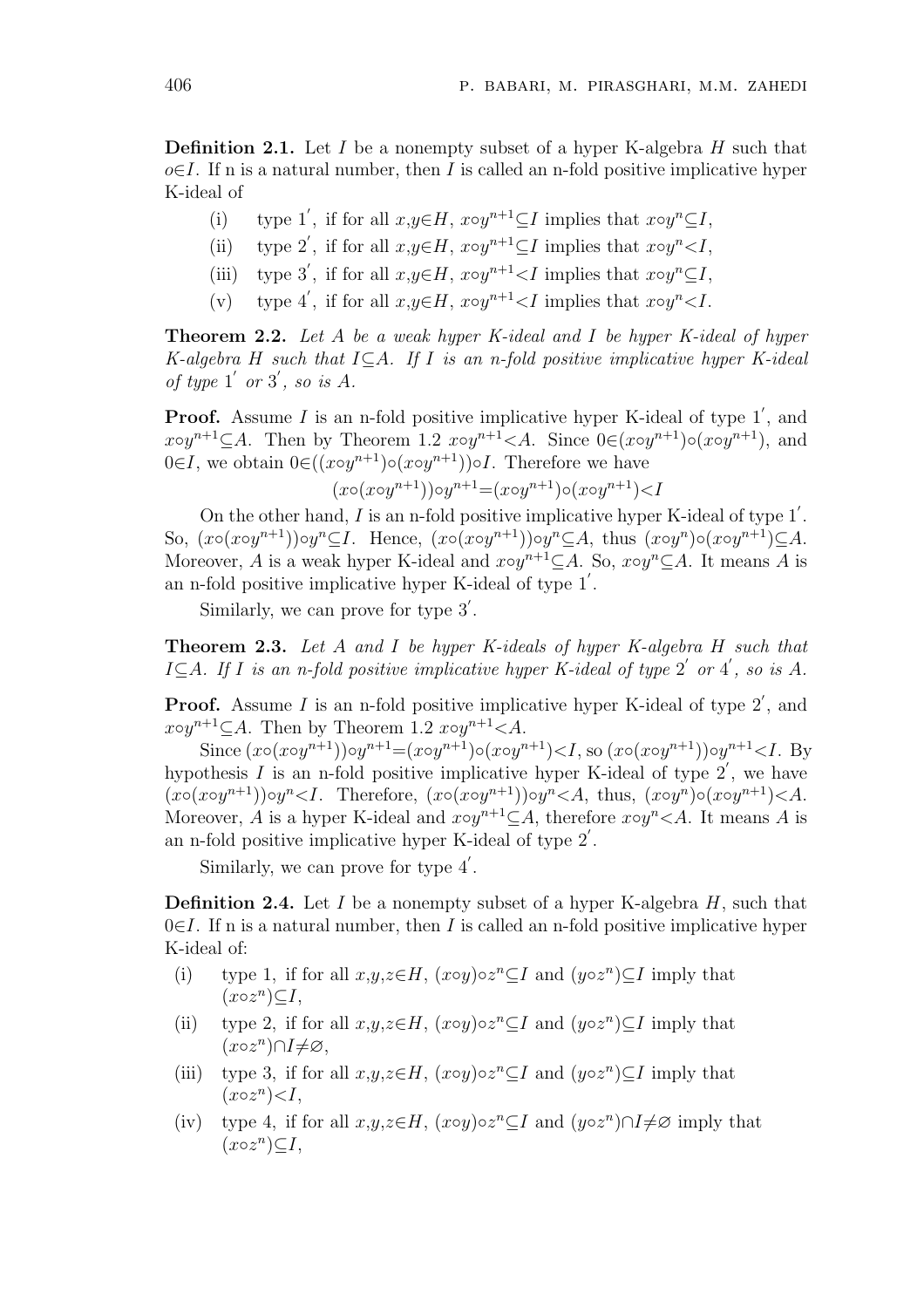**Definition 2.1.** Let $I$ be a nonempty subset of a hyper K-algebra $H$ such that $o \in I$. If n is a natural number, then $I$ is called an n-fold positive implicative hyper K-ideal of

- (i) type $1'$, if for all $x,y \in H$, $x \circ y^{n+1} \subseteq I$ implies that $x \circ y^n \subseteq I$,
- (ii) type $2'$, if for all $x,y \in H$, $x \circ y^{n+1} \subseteq I$ implies that $x \circ y^n < I$,
- (iii) type $3'$, if for all $x,y \in H$, $x \circ y^{n+1} < I$ implies that $x \circ y^n \subseteq I$,
- (v) type $4'$, if for all $x,y \in H$, $x \circ y^{n+1} < I$ implies that $x \circ y^n < I$.

**Theorem 2.2.** *Let $A$ be a weak hyper K-ideal and $I$ be hyper K-ideal of hyper K-algebra $H$ such that $I \subseteq A$. If $I$ is an n-fold positive implicative hyper K-ideal of type $1'$ or $3'$, so is $A$.*

**Proof.** Assume $I$ is an n-fold positive implicative hyper K-ideal of type $1'$, and $x \circ y^{n+1} \subseteq A$. Then by Theorem 1.2 $x \circ y^{n+1} < A$. Since $0 \in (x \circ y^{n+1}) \circ (x \circ y^{n+1})$, and $0 \in I$, we obtain $0 \in ((x \circ y^{n+1}) \circ (x \circ y^{n+1})) \circ I$. Therefore we have

$$(x \circ (x \circ y^{n+1})) \circ y^{n+1} = (x \circ y^{n+1}) \circ (x \circ y^{n+1}) < I$$

On the other hand, $I$ is an n-fold positive implicative hyper K-ideal of type $1'$. So, $(x \circ (x \circ y^{n+1})) \circ y^n \subseteq I$. Hence, $(x \circ (x \circ y^{n+1})) \circ y^n \subseteq A$, thus $(x \circ y^n) \circ (x \circ y^{n+1}) \subseteq A$. Moreover, $A$ is a weak hyper K-ideal and $x \circ y^{n+1} \subseteq A$. So, $x \circ y^n \subseteq A$. It means $A$ is an n-fold positive implicative hyper K-ideal of type $1'$.

Similarly, we can prove for type $3'$.

**Theorem 2.3.** *Let $A$ and $I$ be hyper K-ideals of hyper K-algebra $H$ such that $I \subseteq A$. If $I$ is an n-fold positive implicative hyper K-ideal of type $2'$ or $4'$, so is $A$.*

**Proof.** Assume $I$ is an n-fold positive implicative hyper K-ideal of type $2'$, and $x \circ y^{n+1} \subseteq A$. Then by Theorem 1.2 $x \circ y^{n+1} < A$.

Since $(x \circ (x \circ y^{n+1})) \circ y^{n+1} = (x \circ y^{n+1}) \circ (x \circ y^{n+1}) < I$, so $(x \circ (x \circ y^{n+1})) \circ y^{n+1} < I$. By hypothesis $I$ is an n-fold positive implicative hyper K-ideal of type $2'$, we have $(x \circ (x \circ y^{n+1})) \circ y^n < I$. Therefore, $(x \circ (x \circ y^{n+1})) \circ y^n < A$, thus, $(x \circ y^n) \circ (x \circ y^{n+1}) < A$. Moreover, $A$ is a hyper K-ideal and $x \circ y^{n+1} \subseteq A$, therefore $x \circ y^n < A$. It means $A$ is an n-fold positive implicative hyper K-ideal of type $2'$.

Similarly, we can prove for type $4'$.

**Definition 2.4.** Let $I$ be a nonempty subset of a hyper K-algebra $H$, such that $0 \in I$. If n is a natural number, then $I$ is called an n-fold positive implicative hyper K-ideal of:

- (i) type 1, if for all $x,y,z \in H$, $(x \circ y) \circ z^n \subseteq I$ and $(y \circ z^n) \subseteq I$ imply that $(x \circ z^n) \subseteq I$,
- (ii) type 2, if for all $x,y,z \in H$, $(x \circ y) \circ z^n \subseteq I$ and $(y \circ z^n) \subseteq I$ imply that $(x \circ z^n) \cap I \neq \varnothing$,
- (iii) type 3, if for all $x,y,z \in H$, $(x \circ y) \circ z^n \subseteq I$ and $(y \circ z^n) \subseteq I$ imply that $(x \circ z^n) < I$,
- (iv) type 4, if for all $x,y,z \in H$, $(x \circ y) \circ z^n \subseteq I$ and $(y \circ z^n) \cap I \neq \varnothing$ imply that $(x \circ z^n) \subseteq I$,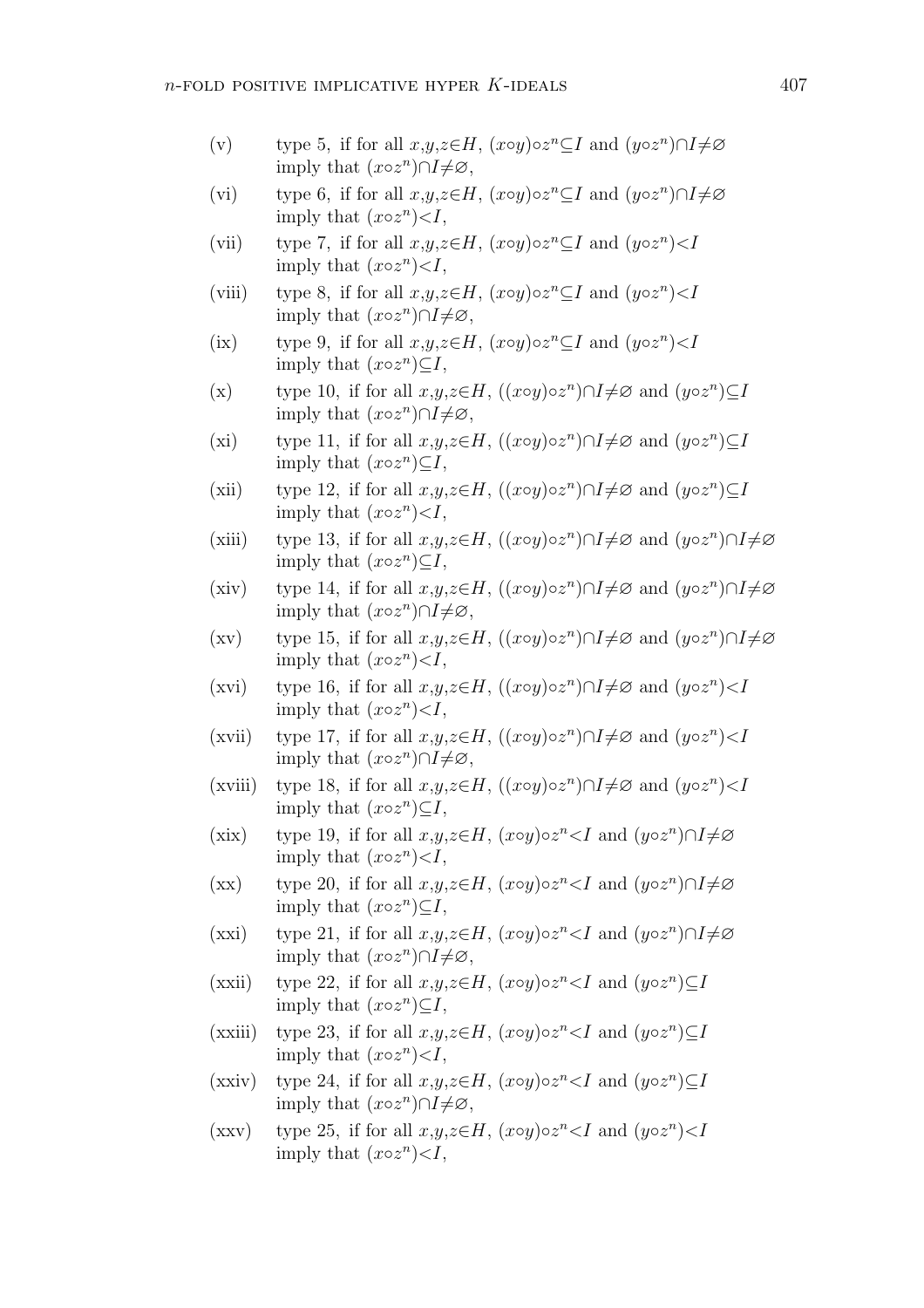(v) type 5, if for all $x,y,z \in H$, $(x \circ y) \circ z^n \subseteq I$ and $(y \circ z^n) \cap I \neq \varnothing$ imply that $(x \circ z^n) \cap I \neq \varnothing$,

(vi) type 6, if for all $x,y,z \in H$, $(x \circ y) \circ z^n \subseteq I$ and $(y \circ z^n) \cap I \neq \varnothing$ imply that $(x \circ z^n) < I$,

(vii) type 7, if for all $x,y,z \in H$, $(x \circ y) \circ z^n \subseteq I$ and $(y \circ z^n) < I$ imply that $(x \circ z^n) < I$,

(viii) type 8, if for all $x,y,z \in H$, $(x \circ y) \circ z^n \subseteq I$ and $(y \circ z^n) < I$ imply that $(x \circ z^n) \cap I \neq \varnothing$,

(ix) type 9, if for all $x,y,z \in H$, $(x \circ y) \circ z^n \subseteq I$ and $(y \circ z^n) < I$ imply that $(x \circ z^n) \subseteq I$,

(x) type 10, if for all $x,y,z \in H$, $((x \circ y) \circ z^n) \cap I \neq \varnothing$ and $(y \circ z^n) \subseteq I$ imply that $(x \circ z^n) \cap I \neq \varnothing$,

(xi) type 11, if for all $x,y,z \in H$, $((x \circ y) \circ z^n) \cap I \neq \varnothing$ and $(y \circ z^n) \subseteq I$ imply that $(x \circ z^n) \subseteq I$,

(xii) type 12, if for all $x,y,z \in H$, $((x \circ y) \circ z^n) \cap I \neq \varnothing$ and $(y \circ z^n) \subseteq I$ imply that $(x \circ z^n) < I$,

(xiii) type 13, if for all $x,y,z \in H$, $((x \circ y) \circ z^n) \cap I \neq \varnothing$ and $(y \circ z^n) \cap I \neq \varnothing$ imply that $(x \circ z^n) \subseteq I$,

(xiv) type 14, if for all $x,y,z \in H$, $((x \circ y) \circ z^n) \cap I \neq \varnothing$ and $(y \circ z^n) \cap I \neq \varnothing$ imply that $(x \circ z^n) \cap I \neq \varnothing$,

(xv) type 15, if for all $x,y,z \in H$, $((x \circ y) \circ z^n) \cap I \neq \varnothing$ and $(y \circ z^n) \cap I \neq \varnothing$ imply that $(x \circ z^n) < I$,

(xvi) type 16, if for all $x,y,z \in H$, $((x \circ y) \circ z^n) \cap I \neq \varnothing$ and $(y \circ z^n) < I$ imply that $(x \circ z^n) < I$,

(xvii) type 17, if for all $x,y,z \in H$, $((x \circ y) \circ z^n) \cap I \neq \varnothing$ and $(y \circ z^n) < I$ imply that $(x \circ z^n) \cap I \neq \varnothing$,

(xviii) type 18, if for all $x,y,z \in H$, $((x \circ y) \circ z^n) \cap I \neq \varnothing$ and $(y \circ z^n) < I$ imply that $(x \circ z^n) \subseteq I$,

(xix) type 19, if for all $x,y,z \in H$, $(x \circ y) \circ z^n < I$ and $(y \circ z^n) \cap I \neq \varnothing$ imply that $(x \circ z^n) < I$,

(xx) type 20, if for all $x,y,z \in H$, $(x \circ y) \circ z^n < I$ and $(y \circ z^n) \cap I \neq \varnothing$ imply that $(x \circ z^n) \subseteq I$,

(xxi) type 21, if for all $x,y,z \in H$, $(x \circ y) \circ z^n < I$ and $(y \circ z^n) \cap I \neq \varnothing$ imply that $(x \circ z^n) \cap I \neq \varnothing$,

(xxii) type 22, if for all $x,y,z \in H$, $(x \circ y) \circ z^n < I$ and $(y \circ z^n) \subseteq I$ imply that $(x \circ z^n) \subseteq I$,

(xxiii) type 23, if for all $x,y,z \in H$, $(x \circ y) \circ z^n < I$ and $(y \circ z^n) \subseteq I$ imply that $(x \circ z^n) < I$,

(xxiv) type 24, if for all $x,y,z \in H$, $(x \circ y) \circ z^n < I$ and $(y \circ z^n) \subseteq I$ imply that $(x \circ z^n) \cap I \neq \varnothing$,

(xxv) type 25, if for all $x,y,z \in H$, $(x \circ y) \circ z^n < I$ and $(y \circ z^n) < I$ imply that $(x \circ z^n) < I$,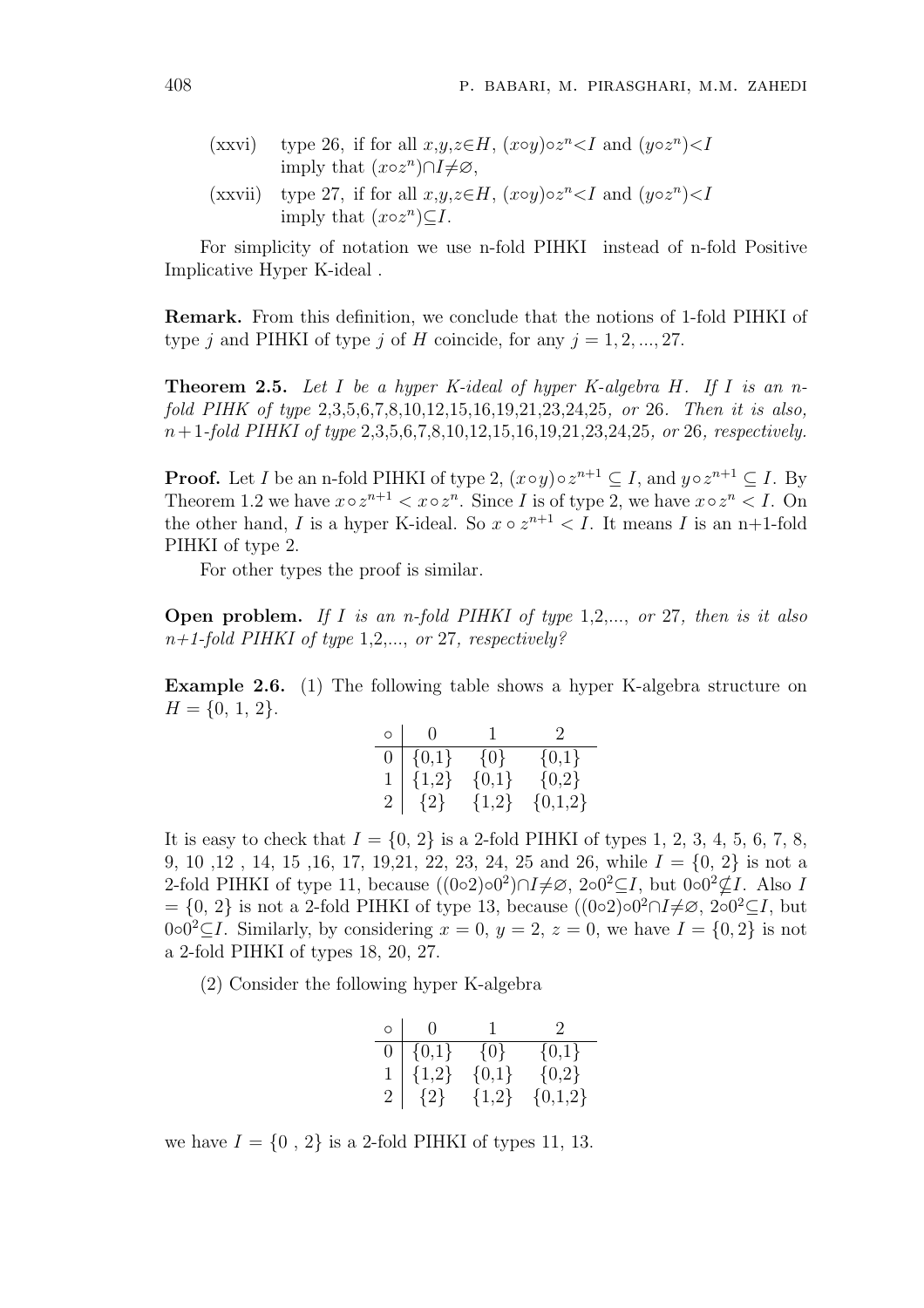(xxvi) type 26, if for all $x,y,z \in H$, $(x \circ y) \circ z^n < I$ and $(y \circ z^n) < I$ imply that $(x \circ z^n) \cap I \neq \varnothing$,

(xxvii) type 27, if for all $x,y,z \in H$, $(x \circ y) \circ z^n < I$ and $(y \circ z^n) < I$ imply that $(x \circ z^n) \subseteq I$.

For simplicity of notation we use n-fold PIHKI instead of n-fold Positive Implicative Hyper K-ideal .

**Remark.** From this definition, we conclude that the notions of 1-fold PIHKI of type $j$ and PIHKI of type $j$ of $H$ coincide, for any $j = 1, 2, ..., 27$.

**Theorem 2.5.** *Let $I$ be a hyper K-ideal of hyper K-algebra $H$. If $I$ is an n-fold PIHK of type* 2,3,5,6,7,8,10,12,15,16,19,21,23,24,25*, or* 26*. Then it is also, $n+1$-fold PIHKI of type* 2,3,5,6,7,8,10,12,15,16,19,21,23,24,25*, or* 26*, respectively.*

**Proof.** Let $I$ be an n-fold PIHKI of type 2, $(x \circ y) \circ z^{n+1} \subseteq I$, and $y \circ z^{n+1} \subseteq I$. By Theorem 1.2 we have $x \circ z^{n+1} < x \circ z^n$. Since $I$ is of type 2, we have $x \circ z^n < I$. On the other hand, $I$ is a hyper K-ideal. So $x \circ z^{n+1} < I$. It means $I$ is an n+1-fold PIHKI of type 2.

For other types the proof is similar.

**Open problem.** *If $I$ is an n-fold PIHKI of type* 1,2,...*, or* 27*, then is it also n+1-fold PIHKI of type* 1,2,...*, or* 27*, respectively?*

**Example 2.6.** (1) The following table shows a hyper K-algebra structure on $H = \{0, 1, 2\}$.

| $\circ$ | 0 | 1 | 2 |
|---|---|---|---|
| 0 | {0,1} | {0} | {0,1} |
| 1 | {1,2} | {0,1} | {0,2} |
| 2 | {2} | {1,2} | {0,1,2} |

It is easy to check that $I = \{0, 2\}$ is a 2-fold PIHKI of types 1, 2, 3, 4, 5, 6, 7, 8, 9, 10 ,12 , 14, 15 ,16, 17, 19,21, 22, 23, 24, 25 and 26, while $I = \{0, 2\}$ is not a 2-fold PIHKI of type 11, because $((0 \circ 2) \circ 0^2) \cap I \neq \varnothing$, $2 \circ 0^2 \subseteq I$, but $0 \circ 0^2 \nsubseteq I$. Also $I = \{0, 2\}$ is not a 2-fold PIHKI of type 13, because $((0 \circ 2) \circ 0^2 \cap I \neq \varnothing$, $2 \circ 0^2 \subseteq I$, but $0 \circ 0^2 \subseteq I$. Similarly, by considering $x = 0$, $y = 2$, $z = 0$, we have $I = \{0, 2\}$ is not a 2-fold PIHKI of types 18, 20, 27.

(2) Consider the following hyper K-algebra

| $\circ$ | 0 | 1 | 2 |
|---|---|---|---|
| 0 | {0,1} | {0} | {0,1} |
| 1 | {1,2} | {0,1} | {0,2} |
| 2 | {2} | {1,2} | {0,1,2} |

we have $I = \{0 , 2\}$ is a 2-fold PIHKI of types 11, 13.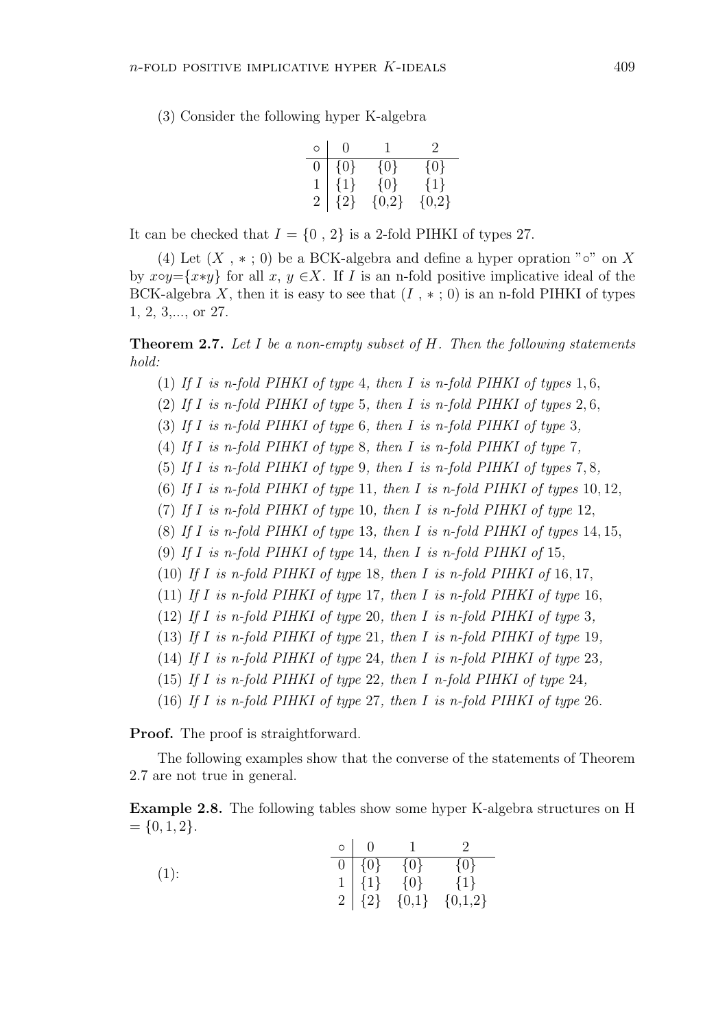(3) Consider the following hyper K-algebra

| $\circ$ | 0 | 1 | 2 |
|---|---|---|---|
| 0 | {0} | {0} | {0} |
| 1 | {1} | {0} | {1} |
| 2 | {2} | {0,2} | {0,2} |

It can be checked that $I = \{0\ ,\ 2\}$ is a 2-fold PIHKI of types 27.

(4) Let $(X\ ,\ *\ ;\ 0)$ be a BCK-algebra and define a hyper opration "$\circ$" on $X$ by $x\circ y=\{x*y\}$ for all $x,\ y\in X$. If $I$ is an n-fold positive implicative ideal of the BCK-algebra $X$, then it is easy to see that $(I\ ,\ *\ ;\ 0)$ is an n-fold PIHKI of types 1, 2, 3,..., or 27.

**Theorem 2.7.** *Let $I$ be a non-empty subset of $H$. Then the following statements hold:*

(1) *If $I$ is n-fold PIHKI of type 4, then $I$ is n-fold PIHKI of types 1, 6,*

(2) *If $I$ is n-fold PIHKI of type 5, then $I$ is n-fold PIHKI of types 2, 6,*

(3) *If $I$ is n-fold PIHKI of type 6, then $I$ is n-fold PIHKI of type 3,*

(4) *If $I$ is n-fold PIHKI of type 8, then $I$ is n-fold PIHKI of type 7,*

(5) *If $I$ is n-fold PIHKI of type 9, then $I$ is n-fold PIHKI of types 7, 8,*

(6) *If $I$ is n-fold PIHKI of type 11, then $I$ is n-fold PIHKI of types 10, 12,*

(7) *If $I$ is n-fold PIHKI of type 10, then $I$ is n-fold PIHKI of type 12,*

(8) *If $I$ is n-fold PIHKI of type 13, then $I$ is n-fold PIHKI of types 14, 15,*

(9) *If $I$ is n-fold PIHKI of type 14, then $I$ is n-fold PIHKI of 15,*

(10) *If $I$ is n-fold PIHKI of type 18, then $I$ is n-fold PIHKI of 16, 17,*

(11) *If $I$ is n-fold PIHKI of type 17, then $I$ is n-fold PIHKI of type 16,*

(12) *If $I$ is n-fold PIHKI of type 20, then $I$ is n-fold PIHKI of type 3,*

(13) *If $I$ is n-fold PIHKI of type 21, then $I$ is n-fold PIHKI of type 19,*

(14) *If $I$ is n-fold PIHKI of type 24, then $I$ is n-fold PIHKI of type 23,*

(15) *If $I$ is n-fold PIHKI of type 22, then $I$ n-fold PIHKI of type 24,*

(16) *If $I$ is n-fold PIHKI of type 27, then $I$ is n-fold PIHKI of type 26.*

**Proof.** The proof is straightforward.

The following examples show that the converse of the statements of Theorem 2.7 are not true in general.

**Example 2.8.** The following tables show some hyper K-algebra structures on H $= \{0, 1, 2\}$.

(1):

| $\circ$ | 0 | 1 | 2 |
|---|---|---|---|
| 0 | {0} | {0} | {0} |
| 1 | {1} | {0} | {1} |
| 2 | {2} | {0,1} | {0,1,2} |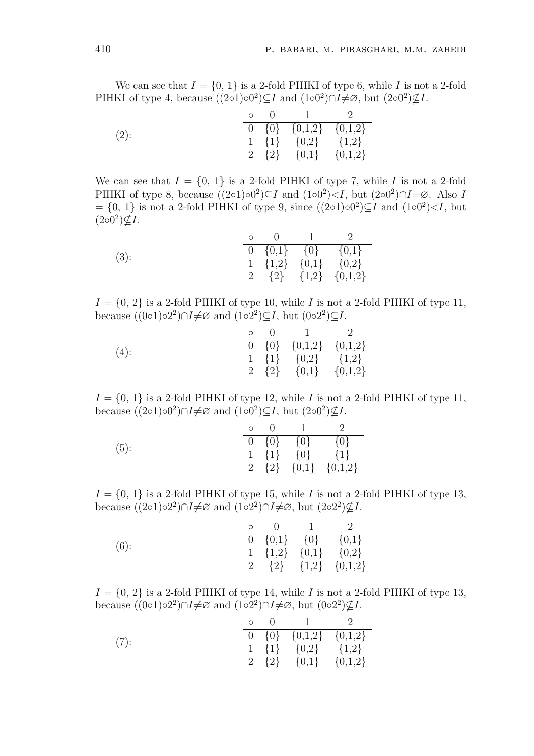We can see that $I = \{0, 1\}$ is a 2-fold PIHKI of type 6, while $I$ is not a 2-fold PIHKI of type 4, because $((2\circ 1)\circ 0^2)\subseteq I$ and $(1\circ 0^2)\cap I\neq\varnothing$, but $(2\circ 0^2)\nsubseteq I$.

(2):

| $\circ$ | 0 | 1 | 2 |
|---|---|---|---|
| 0 | {0} | {0,1,2} | {0,1,2} |
| 1 | {1} | {0,2} | {1,2} |
| 2 | {2} | {0,1} | {0,1,2} |

We can see that $I = \{0, 1\}$ is a 2-fold PIHKI of type 7, while $I$ is not a 2-fold PIHKI of type 8, because $((2\circ 1)\circ 0^2)\subseteq I$ and $(1\circ 0^2)< I$, but $(2\circ 0^2)\cap I=\varnothing$. Also $I = \{0, 1\}$ is not a 2-fold PIHKI of type 9, since $((2\circ 1)\circ 0^2)\subseteq I$ and $(1\circ 0^2)< I$, but $(2\circ 0^2)\nsubseteq I$.

(3):

| $\circ$ | 0 | 1 | 2 |
|---|---|---|---|
| 0 | {0,1} | {0} | {0,1} |
| 1 | {1,2} | {0,1} | {0,2} |
| 2 | {2} | {1,2} | {0,1,2} |

$I = \{0, 2\}$ is a 2-fold PIHKI of type 10, while $I$ is not a 2-fold PIHKI of type 11, because $((0\circ 1)\circ 2^2)\cap I\neq\varnothing$ and $(1\circ 2^2)\subseteq I$, but $(0\circ 2^2)\subseteq I$.

(4):

| $\circ$ | 0 | 1 | 2 |
|---|---|---|---|
| 0 | {0} | {0,1,2} | {0,1,2} |
| 1 | {1} | {0,2} | {1,2} |
| 2 | {2} | {0,1} | {0,1,2} |

$I = \{0, 1\}$ is a 2-fold PIHKI of type 12, while $I$ is not a 2-fold PIHKI of type 11, because $((2\circ 1)\circ 0^2)\cap I\neq\varnothing$ and $(1\circ 0^2)\subseteq I$, but $(2\circ 0^2)\nsubseteq I$.

(5):

| $\circ$ | 0 | 1 | 2 |
|---|---|---|---|
| 0 | {0} | {0} | {0} |
| 1 | {1} | {0} | {1} |
| 2 | {2} | {0,1} | {0,1,2} |

$I = \{0, 1\}$ is a 2-fold PIHKI of type 15, while $I$ is not a 2-fold PIHKI of type 13, because $((2\circ 1)\circ 2^2)\cap I\neq\varnothing$ and $(1\circ 2^2)\cap I\neq\varnothing$, but $(2\circ 2^2)\nsubseteq I$.

(6):

| $\circ$ | 0 | 1 | 2 |
|---|---|---|---|
| 0 | {0,1} | {0} | {0,1} |
| 1 | {1,2} | {0,1} | {0,2} |
| 2 | {2} | {1,2} | {0,1,2} |

$I = \{0, 2\}$ is a 2-fold PIHKI of type 14, while $I$ is not a 2-fold PIHKI of type 13, because $((0\circ 1)\circ 2^2)\cap I\neq\varnothing$ and $(1\circ 2^2)\cap I\neq\varnothing$, but $(0\circ 2^2)\nsubseteq I$.

(7):

| $\circ$ | 0 | 1 | 2 |
|---|---|---|---|
| 0 | {0} | {0,1,2} | {0,1,2} |
| 1 | {1} | {0,2} | {1,2} |
| 2 | {2} | {0,1} | {0,1,2} |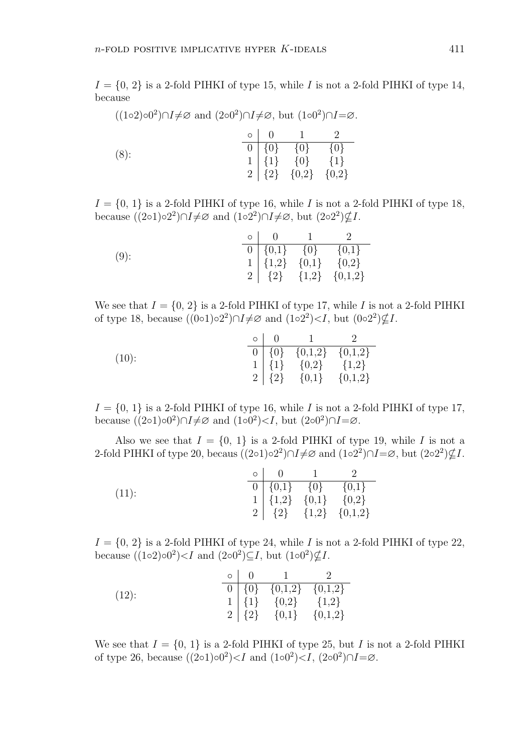$I = \{0, 2\}$ is a 2-fold PIHKI of type 15, while $I$ is not a 2-fold PIHKI of type 14, because

$((1 \circ 2) \circ 0^2) \cap I \neq \varnothing$ and $(2 \circ 0^2) \cap I \neq \varnothing$, but $(1 \circ 0^2) \cap I = \varnothing$.

(8):

| $\circ$ | 0 | 1 | 2 |
|---|---|---|---|
| 0 | {0} | {0} | {0} |
| 1 | {1} | {0} | {1} |
| 2 | {2} | {0,2} | {0,2} |

$I = \{0, 1\}$ is a 2-fold PIHKI of type 16, while $I$ is not a 2-fold PIHKI of type 18, because $((2 \circ 1) \circ 2^2) \cap I \neq \varnothing$ and $(1 \circ 2^2) \cap I \neq \varnothing$, but $(2 \circ 2^2) \nsubseteq I$.

(9):

| $\circ$ | 0 | 1 | 2 |
|---|---|---|---|
| 0 | {0,1} | {0} | {0,1} |
| 1 | {1,2} | {0,1} | {0,2} |
| 2 | {2} | {1,2} | {0,1,2} |

We see that $I = \{0, 2\}$ is a 2-fold PIHKI of type 17, while $I$ is not a 2-fold PIHKI of type 18, because $((0 \circ 1) \circ 2^2) \cap I \neq \varnothing$ and $(1 \circ 2^2) < I$, but $(0 \circ 2^2) \nsubseteq I$.

(10):

| $\circ$ | 0 | 1 | 2 |
|---|---|---|---|
| 0 | {0} | {0,1,2} | {0,1,2} |
| 1 | {1} | {0,2} | {1,2} |
| 2 | {2} | {0,1} | {0,1,2} |

$I = \{0, 1\}$ is a 2-fold PIHKI of type 16, while $I$ is not a 2-fold PIHKI of type 17, because $((2 \circ 1) \circ 0^2) \cap I \neq \varnothing$ and $(1 \circ 0^2) < I$, but $(2 \circ 0^2) \cap I = \varnothing$.

Also we see that $I = \{0, 1\}$ is a 2-fold PIHKI of type 19, while $I$ is not a 2-fold PIHKI of type 20, becaus $((2 \circ 1) \circ 2^2) \cap I \neq \varnothing$ and $(1 \circ 2^2) \cap I = \varnothing$, but $(2 \circ 2^2) \nsubseteq I$.

(11):

| $\circ$ | 0 | 1 | 2 |
|---|---|---|---|
| 0 | {0,1} | {0} | {0,1} |
| 1 | {1,2} | {0,1} | {0,2} |
| 2 | {2} | {1,2} | {0,1,2} |

$I = \{0, 2\}$ is a 2-fold PIHKI of type 24, while $I$ is not a 2-fold PIHKI of type 22, because $((1 \circ 2) \circ 0^2) < I$ and $(2 \circ 0^2) \subseteq I$, but $(1 \circ 0^2) \nsubseteq I$.

(12):

| $\circ$ | 0 | 1 | 2 |
|---|---|---|---|
| 0 | {0} | {0,1,2} | {0,1,2} |
| 1 | {1} | {0,2} | {1,2} |
| 2 | {2} | {0,1} | {0,1,2} |

We see that $I = \{0, 1\}$ is a 2-fold PIHKI of type 25, but $I$ is not a 2-fold PIHKI of type 26, because $((2 \circ 1) \circ 0^2) < I$ and $(1 \circ 0^2) < I$, $(2 \circ 0^2) \cap I = \varnothing$.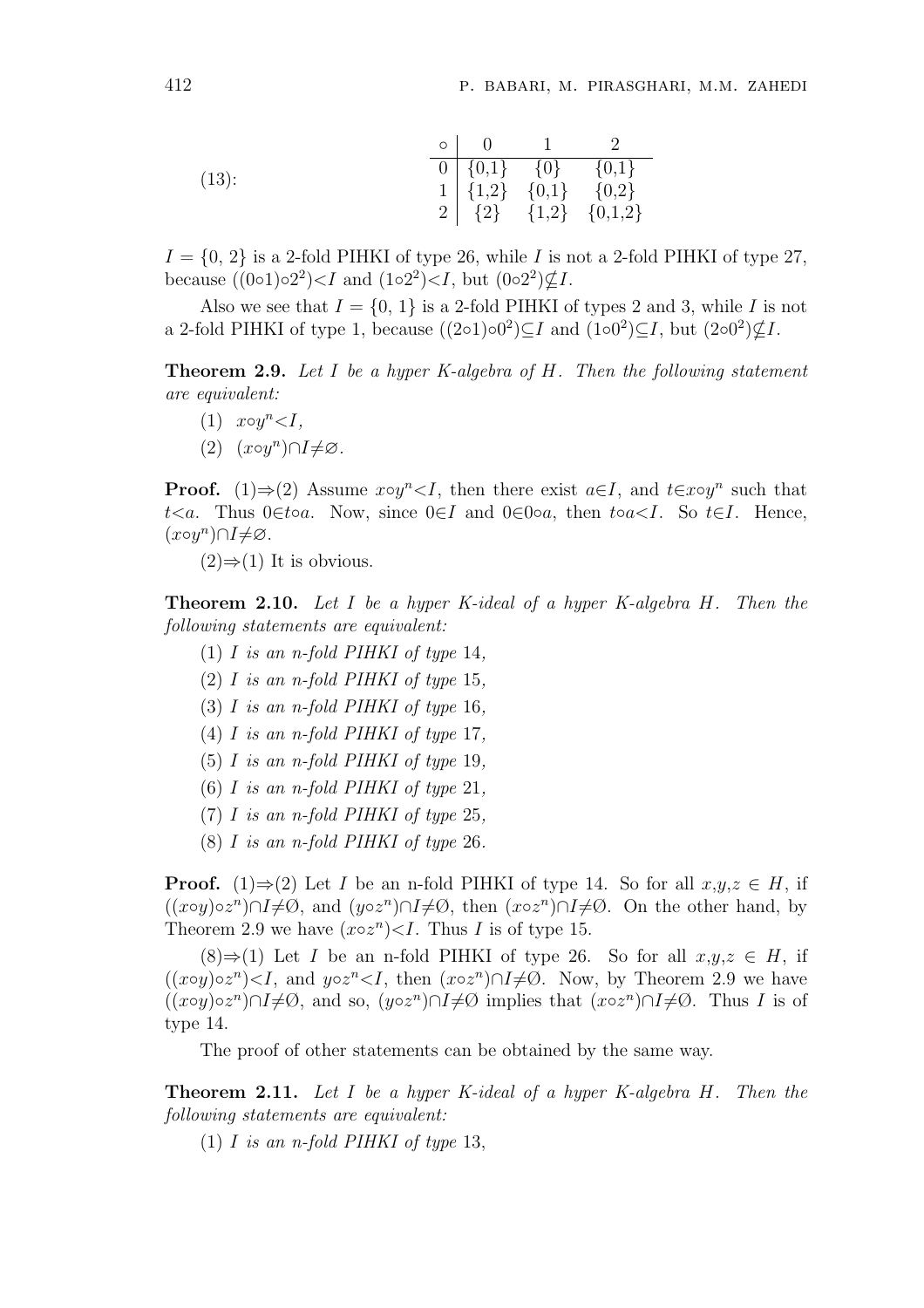(13):

| $\circ$ | 0 | 1 | 2 |
|---|---|---|---|
| 0 | {0,1} | {0} | {0,1} |
| 1 | {1,2} | {0,1} | {0,2} |
| 2 | {2} | {1,2} | {0,1,2} |

$I = \{0, 2\}$ is a 2-fold PIHKI of type 26, while $I$ is not a 2-fold PIHKI of type 27, because $((0\circ 1)\circ 2^2) < I$ and $(1\circ 2^2) < I$, but $(0\circ 2^2) \nsubseteq I$.

Also we see that $I = \{0, 1\}$ is a 2-fold PIHKI of types 2 and 3, while $I$ is not a 2-fold PIHKI of type 1, because $((2\circ 1)\circ 0^2) \subseteq I$ and $(1\circ 0^2) \subseteq I$, but $(2\circ 0^2) \nsubseteq I$.

**Theorem 2.9.** *Let $I$ be a hyper K-algebra of $H$. Then the following statement are equivalent:*

(1) $x\circ y^n < I$,

(2) $(x\circ y^n) \cap I \neq \varnothing$.

**Proof.** (1)$\Rightarrow$(2) Assume $x\circ y^n < I$, then there exist $a \in I$, and $t \in x\circ y^n$ such that $t < a$. Thus $0 \in t\circ a$. Now, since $0 \in I$ and $0 \in 0\circ a$, then $t\circ a < I$. So $t \in I$. Hence, $(x\circ y^n) \cap I \neq \varnothing$.

(2)$\Rightarrow$(1) It is obvious.

**Theorem 2.10.** *Let $I$ be a hyper K-ideal of a hyper K-algebra $H$. Then the following statements are equivalent:*

(1) *$I$ is an n-fold PIHKI of type* 14,

(2) *$I$ is an n-fold PIHKI of type* 15,

(3) *$I$ is an n-fold PIHKI of type* 16,

(4) *$I$ is an n-fold PIHKI of type* 17,

(5) *$I$ is an n-fold PIHKI of type* 19,

(6) *$I$ is an n-fold PIHKI of type* 21,

(7) *$I$ is an n-fold PIHKI of type* 25,

(8) *$I$ is an n-fold PIHKI of type* 26.

**Proof.** (1)$\Rightarrow$(2) Let $I$ be an n-fold PIHKI of type 14. So for all $x,y,z \in H$, if $((x\circ y)\circ z^n) \cap I \neq \emptyset$, and $(y\circ z^n) \cap I \neq \emptyset$, then $(x\circ z^n) \cap I \neq \emptyset$. On the other hand, by Theorem 2.9 we have $(x\circ z^n) < I$. Thus $I$ is of type 15.

(8)$\Rightarrow$(1) Let $I$ be an n-fold PIHKI of type 26. So for all $x,y,z \in H$, if $((x\circ y)\circ z^n) < I$, and $y\circ z^n < I$, then $(x\circ z^n) \cap I \neq \emptyset$. Now, by Theorem 2.9 we have $((x\circ y)\circ z^n) \cap I \neq \emptyset$, and so, $(y\circ z^n) \cap I \neq \emptyset$ implies that $(x\circ z^n) \cap I \neq \emptyset$. Thus $I$ is of type 14.

The proof of other statements can be obtained by the same way.

**Theorem 2.11.** *Let $I$ be a hyper K-ideal of a hyper K-algebra $H$. Then the following statements are equivalent:*

(1) *$I$ is an n-fold PIHKI of type* 13,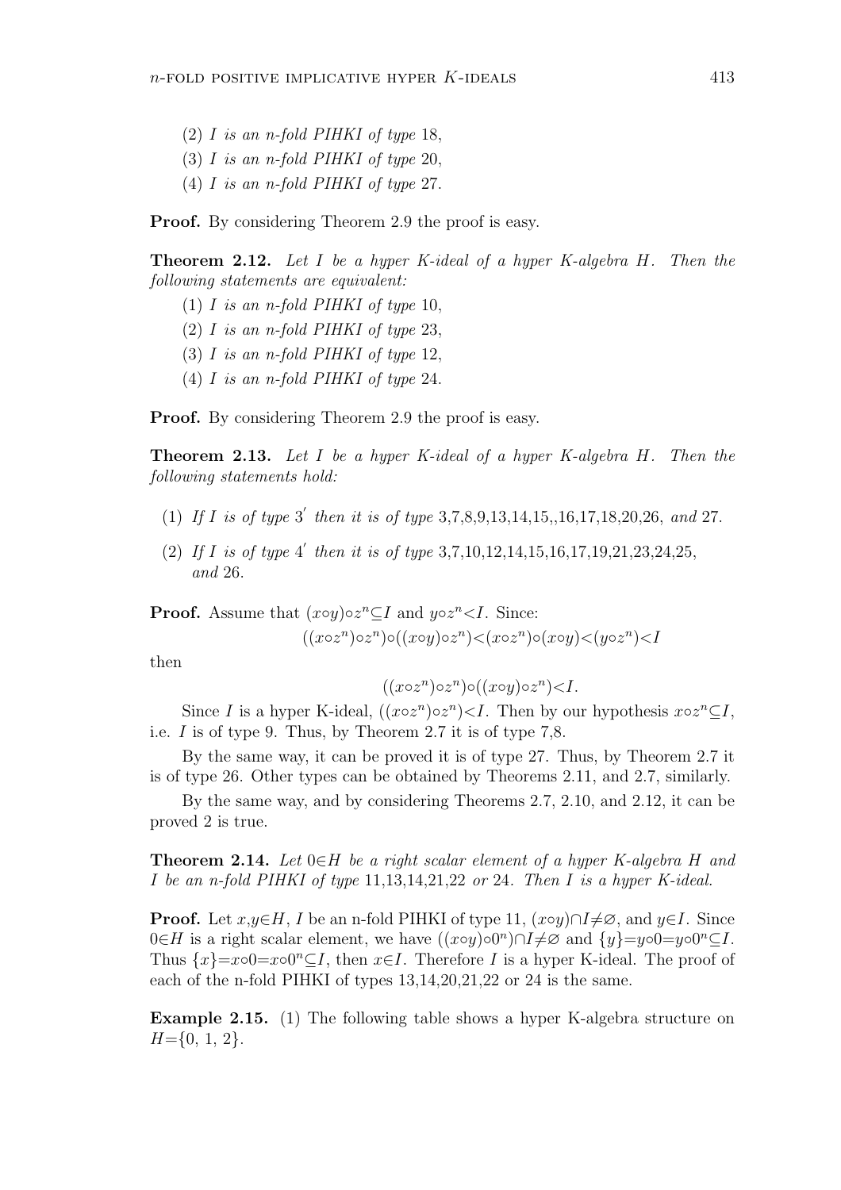(2) *I is an n-fold PIHKI of type* 18,

(3) *I is an n-fold PIHKI of type* 20,

(4) *I is an n-fold PIHKI of type* 27.

**Proof.** By considering Theorem 2.9 the proof is easy.

**Theorem 2.12.** *Let $I$ be a hyper K-ideal of a hyper K-algebra $H$. Then the following statements are equivalent:*

(1) *I is an n-fold PIHKI of type* 10,

(2) *I is an n-fold PIHKI of type* 23,

(3) *I is an n-fold PIHKI of type* 12,

(4) *I is an n-fold PIHKI of type* 24.

**Proof.** By considering Theorem 2.9 the proof is easy.

**Theorem 2.13.** *Let $I$ be a hyper K-ideal of a hyper K-algebra $H$. Then the following statements hold:*

(1) *If $I$ is of type $3'$ then it is of type* 3,7,8,9,13,14,15,,16,17,18,20,26, *and* 27.

(2) *If $I$ is of type $4'$ then it is of type* 3,7,10,12,14,15,16,17,19,21,23,24,25, *and* 26.

**Proof.** Assume that $(x \circ y) \circ z^n \subseteq I$ and $y \circ z^n < I$. Since:

$$((x \circ z^n) \circ z^n) \circ ((x \circ y) \circ z^n) < (x \circ z^n) \circ (x \circ y) < (y \circ z^n) < I$$

then

$$((x \circ z^n) \circ z^n) \circ ((x \circ y) \circ z^n) < I.$$

Since $I$ is a hyper K-ideal, $((x \circ z^n) \circ z^n) < I$. Then by our hypothesis $x \circ z^n \subseteq I$, i.e. $I$ is of type 9. Thus, by Theorem 2.7 it is of type 7,8.

By the same way, it can be proved it is of type 27. Thus, by Theorem 2.7 it is of type 26. Other types can be obtained by Theorems 2.11, and 2.7, similarly.

By the same way, and by considering Theorems 2.7, 2.10, and 2.12, it can be proved 2 is true.

**Theorem 2.14.** *Let $0 \in H$ be a right scalar element of a hyper K-algebra $H$ and $I$ be an n-fold PIHKI of type* 11,13,14,21,22 *or* 24. *Then $I$ is a hyper K-ideal.*

**Proof.** Let $x,y \in H$, $I$ be an n-fold PIHKI of type 11, $(x \circ y) \cap I \neq \varnothing$, and $y \in I$. Since $0 \in H$ is a right scalar element, we have $((x \circ y) \circ 0^n) \cap I \neq \varnothing$ and $\{y\} = y \circ 0 = y \circ 0^n \subseteq I$. Thus $\{x\} = x \circ 0 = x \circ 0^n \subseteq I$, then $x \in I$. Therefore $I$ is a hyper K-ideal. The proof of each of the n-fold PIHKI of types 13,14,20,21,22 or 24 is the same.

**Example 2.15.** (1) The following table shows a hyper K-algebra structure on $H = \{0,\ 1,\ 2\}$.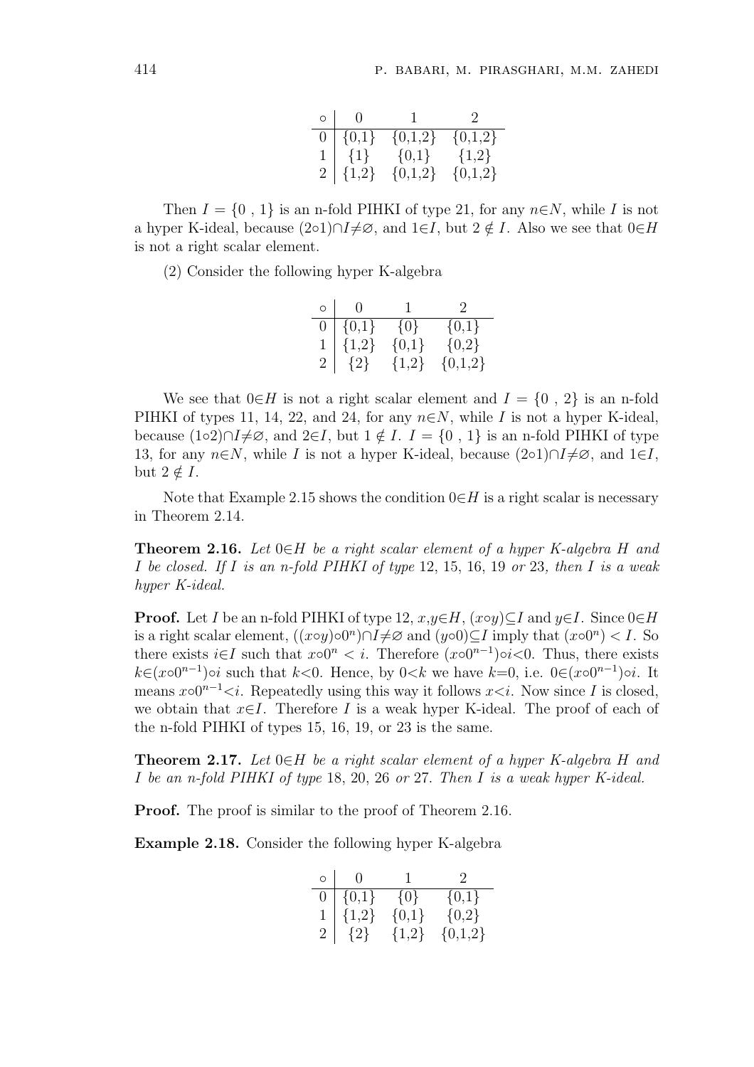| $\circ$ | 0 | 1 | 2 |
|---|---|---|---|
| 0 | {0,1} | {0,1,2} | {0,1,2} |
| 1 | {1} | {0,1} | {1,2} |
| 2 | {1,2} | {0,1,2} | {0,1,2} |

Then $I = \{0\ ,\ 1\}$ is an n-fold PIHKI of type 21, for any $n{\in}N$, while $I$ is not a hyper K-ideal, because $(2{\circ}1){\cap}I{\neq}\varnothing$, and $1{\in}I$, but $2 \notin I$. Also we see that $0{\in}H$ is not a right scalar element.

(2) Consider the following hyper K-algebra

| $\circ$ | 0 | 1 | 2 |
|---|---|---|---|
| 0 | {0,1} | {0} | {0,1} |
| 1 | {1,2} | {0,1} | {0,2} |
| 2 | {2} | {1,2} | {0,1,2} |

We see that $0{\in}H$ is not a right scalar element and $I = \{0\ ,\ 2\}$ is an n-fold PIHKI of types 11, 14, 22, and 24, for any $n{\in}N$, while $I$ is not a hyper K-ideal, because $(1{\circ}2){\cap}I{\neq}\varnothing$, and $2{\in}I$, but $1 \notin I$. $I = \{0\ ,\ 1\}$ is an n-fold PIHKI of type 13, for any $n{\in}N$, while $I$ is not a hyper K-ideal, because $(2{\circ}1){\cap}I{\neq}\varnothing$, and $1{\in}I$, but $2 \notin I$.

Note that Example 2.15 shows the condition $0{\in}H$ is a right scalar is necessary in Theorem 2.14.

**Theorem 2.16.** *Let $0{\in}H$ be a right scalar element of a hyper K-algebra $H$ and $I$ be closed. If $I$ is an n-fold PIHKI of type* 12, 15, 16, 19 *or* 23*, then $I$ is a weak hyper K-ideal.*

**Proof.** Let $I$ be an n-fold PIHKI of type 12, $x,y{\in}H$, $(x{\circ}y){\subseteq}I$ and $y{\in}I$. Since $0{\in}H$ is a right scalar element, $((x{\circ}y){\circ}0^n){\cap}I{\neq}\varnothing$ and $(y{\circ}0){\subseteq}I$ imply that $(x{\circ}0^n) < I$. So there exists $i{\in}I$ such that $x{\circ}0^n < i$. Therefore $(x{\circ}0^{n-1}){\circ}i{<}0$. Thus, there exists $k{\in}(x{\circ}0^{n-1}){\circ}i$ such that $k{<}0$. Hence, by $0{<}k$ we have $k{=}0$, i.e. $0{\in}(x{\circ}0^{n-1}){\circ}i$. It means $x{\circ}0^{n-1}{<}i$. Repeatedly using this way it follows $x{<}i$. Now since $I$ is closed, we obtain that $x{\in}I$. Therefore $I$ is a weak hyper K-ideal. The proof of each of the n-fold PIHKI of types 15, 16, 19, or 23 is the same.

**Theorem 2.17.** *Let $0{\in}H$ be a right scalar element of a hyper K-algebra $H$ and $I$ be an n-fold PIHKI of type* 18, 20, 26 *or* 27*. Then $I$ is a weak hyper K-ideal.*

**Proof.** The proof is similar to the proof of Theorem 2.16.

**Example 2.18.** Consider the following hyper K-algebra

| $\circ$ | 0 | 1 | 2 |
|---|---|---|---|
| 0 | {0,1} | {0} | {0,1} |
| 1 | {1,2} | {0,1} | {0,2} |
| 2 | {2} | {1,2} | {0,1,2} |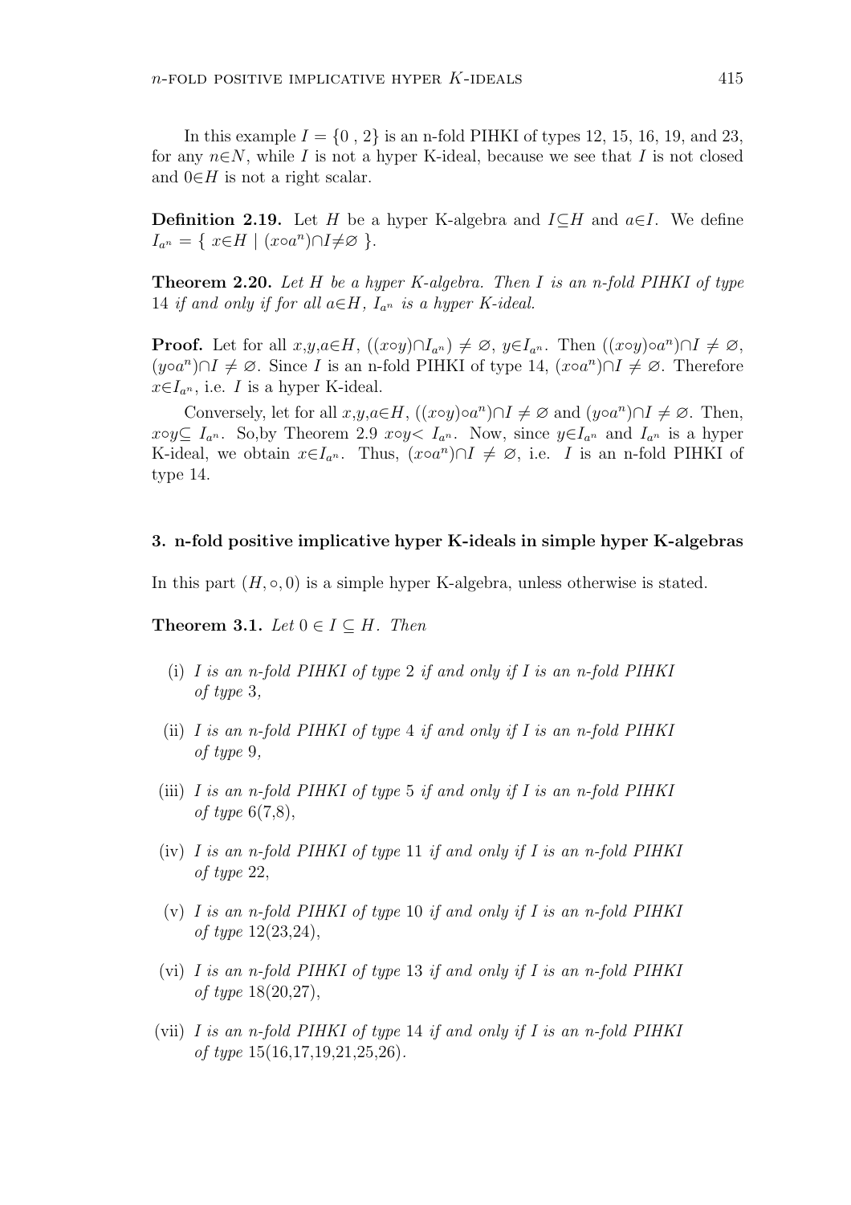In this example $I = \{0 , 2\}$ is an n-fold PIHKI of types 12, 15, 16, 19, and 23, for any $n \in N$, while $I$ is not a hyper K-ideal, because we see that $I$ is not closed and $0 \in H$ is not a right scalar.

**Definition 2.19.** Let $H$ be a hyper K-algebra and $I \subseteq H$ and $a \in I$. We define $I_{a^n} = \{ x \in H \mid (x \circ a^n) \cap I \neq \varnothing \}$.

**Theorem 2.20.** *Let $H$ be a hyper K-algebra. Then $I$ is an n-fold PIHKI of type 14 if and only if for all $a \in H$, $I_{a^n}$ is a hyper K-ideal.*

**Proof.** Let for all $x,y,a \in H$, $((x \circ y) \cap I_{a^n}) \neq \varnothing$, $y \in I_{a^n}$. Then $((x \circ y) \circ a^n) \cap I \neq \varnothing$, $(y \circ a^n) \cap I \neq \varnothing$. Since $I$ is an n-fold PIHKI of type 14, $(x \circ a^n) \cap I \neq \varnothing$. Therefore $x \in I_{a^n}$, i.e. $I$ is a hyper K-ideal.

Conversely, let for all $x,y,a \in H$, $((x \circ y) \circ a^n) \cap I \neq \varnothing$ and $(y \circ a^n) \cap I \neq \varnothing$. Then, $x \circ y \subseteq I_{a^n}$. So,by Theorem 2.9 $x \circ y < I_{a^n}$. Now, since $y \in I_{a^n}$ and $I_{a^n}$ is a hyper K-ideal, we obtain $x \in I_{a^n}$. Thus, $(x \circ a^n) \cap I \neq \varnothing$, i.e. $I$ is an n-fold PIHKI of type 14.

## 3. n-fold positive implicative hyper K-ideals in simple hyper K-algebras

In this part $(H, \circ, 0)$ is a simple hyper K-algebra, unless otherwise is stated.

**Theorem 3.1.** *Let $0 \in I \subseteq H$. Then*

(i) *$I$ is an n-fold PIHKI of type 2 if and only if $I$ is an n-fold PIHKI of type 3,*

(ii) *$I$ is an n-fold PIHKI of type 4 if and only if $I$ is an n-fold PIHKI of type 9,*

(iii) *$I$ is an n-fold PIHKI of type 5 if and only if $I$ is an n-fold PIHKI of type 6(7,8),*

(iv) *$I$ is an n-fold PIHKI of type 11 if and only if $I$ is an n-fold PIHKI of type 22,*

(v) *$I$ is an n-fold PIHKI of type 10 if and only if $I$ is an n-fold PIHKI of type 12(23,24),*

(vi) *$I$ is an n-fold PIHKI of type 13 if and only if $I$ is an n-fold PIHKI of type 18(20,27),*

(vii) *$I$ is an n-fold PIHKI of type 14 if and only if $I$ is an n-fold PIHKI of type 15(16,17,19,21,25,26).*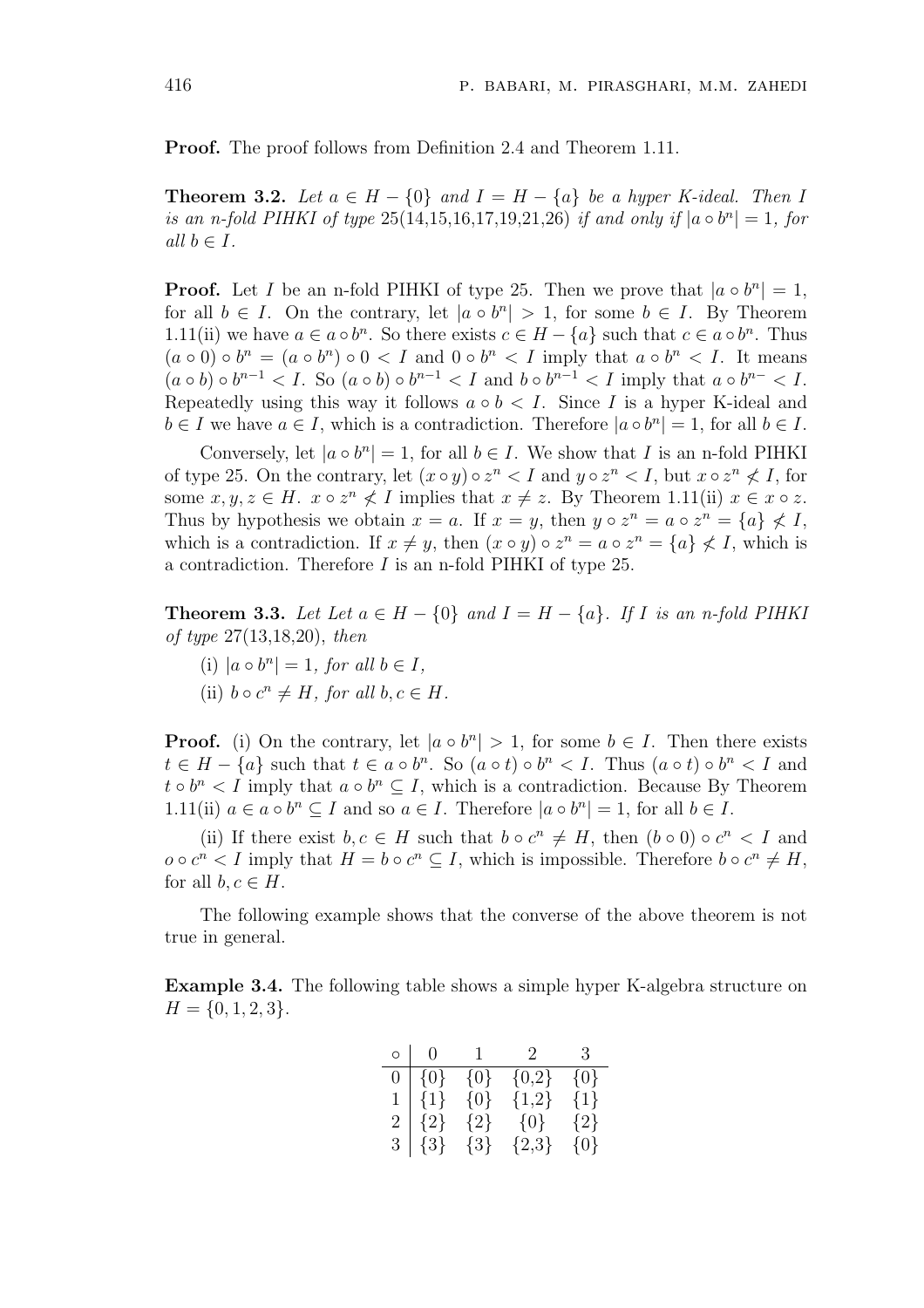**Proof.** The proof follows from Definition 2.4 and Theorem 1.11.

**Theorem 3.2.** *Let $a \in H - \{0\}$ and $I = H - \{a\}$ be a hyper K-ideal. Then I is an n-fold PIHKI of type* 25(14,15,16,17,19,21,26) *if and only if $|a \circ b^n| = 1$, for all $b \in I$.*

**Proof.** Let $I$ be an n-fold PIHKI of type 25. Then we prove that $|a \circ b^n| = 1$, for all $b \in I$. On the contrary, let $|a \circ b^n| > 1$, for some $b \in I$. By Theorem 1.11(ii) we have $a \in a \circ b^n$. So there exists $c \in H - \{a\}$ such that $c \in a \circ b^n$. Thus $(a \circ 0) \circ b^n = (a \circ b^n) \circ 0 < I$ and $0 \circ b^n < I$ imply that $a \circ b^n < I$. It means $(a \circ b) \circ b^{n-1} < I$. So $(a \circ b) \circ b^{n-1} < I$ and $b \circ b^{n-1} < I$ imply that $a \circ b^{n-} < I$. Repeatedly using this way it follows $a \circ b < I$. Since $I$ is a hyper K-ideal and $b \in I$ we have $a \in I$, which is a contradiction. Therefore $|a \circ b^n| = 1$, for all $b \in I$.

Conversely, let $|a \circ b^n| = 1$, for all $b \in I$. We show that $I$ is an n-fold PIHKI of type 25. On the contrary, let $(x \circ y) \circ z^n < I$ and $y \circ z^n < I$, but $x \circ z^n \not< I$, for some $x, y, z \in H$. $x \circ z^n \not< I$ implies that $x \neq z$. By Theorem 1.11(ii) $x \in x \circ z$. Thus by hypothesis we obtain $x = a$. If $x = y$, then $y \circ z^n = a \circ z^n = \{a\} \not< I$, which is a contradiction. If $x \neq y$, then $(x \circ y) \circ z^n = a \circ z^n = \{a\} \not< I$, which is a contradiction. Therefore $I$ is an n-fold PIHKI of type 25.

**Theorem 3.3.** *Let Let $a \in H - \{0\}$ and $I = H - \{a\}$. If I is an n-fold PIHKI of type* 27(13,18,20), *then*

(i) *$|a \circ b^n| = 1$, for all $b \in I$,*

(ii) *$b \circ c^n \neq H$, for all $b, c \in H$.*

**Proof.** (i) On the contrary, let $|a \circ b^n| > 1$, for some $b \in I$. Then there exists $t \in H - \{a\}$ such that $t \in a \circ b^n$. So $(a \circ t) \circ b^n < I$. Thus $(a \circ t) \circ b^n < I$ and $t \circ b^n < I$ imply that $a \circ b^n \subseteq I$, which is a contradiction. Because By Theorem 1.11(ii) $a \in a \circ b^n \subseteq I$ and so $a \in I$. Therefore $|a \circ b^n| = 1$, for all $b \in I$.

(ii) If there exist $b, c \in H$ such that $b \circ c^n \neq H$, then $(b \circ 0) \circ c^n < I$ and $o \circ c^n < I$ imply that $H = b \circ c^n \subseteq I$, which is impossible. Therefore $b \circ c^n \neq H$, for all $b, c \in H$.

The following example shows that the converse of the above theorem is not true in general.

**Example 3.4.** The following table shows a simple hyper K-algebra structure on $H = \{0, 1, 2, 3\}$.

| $\circ$ | 0 | 1 | 2 | 3 |
|---|---|---|---|---|
| 0 | {0} | {0} | {0,2} | {0} |
| 1 | {1} | {0} | {1,2} | {1} |
| 2 | {2} | {2} | {0} | {2} |
| 3 | {3} | {3} | {2,3} | {0} |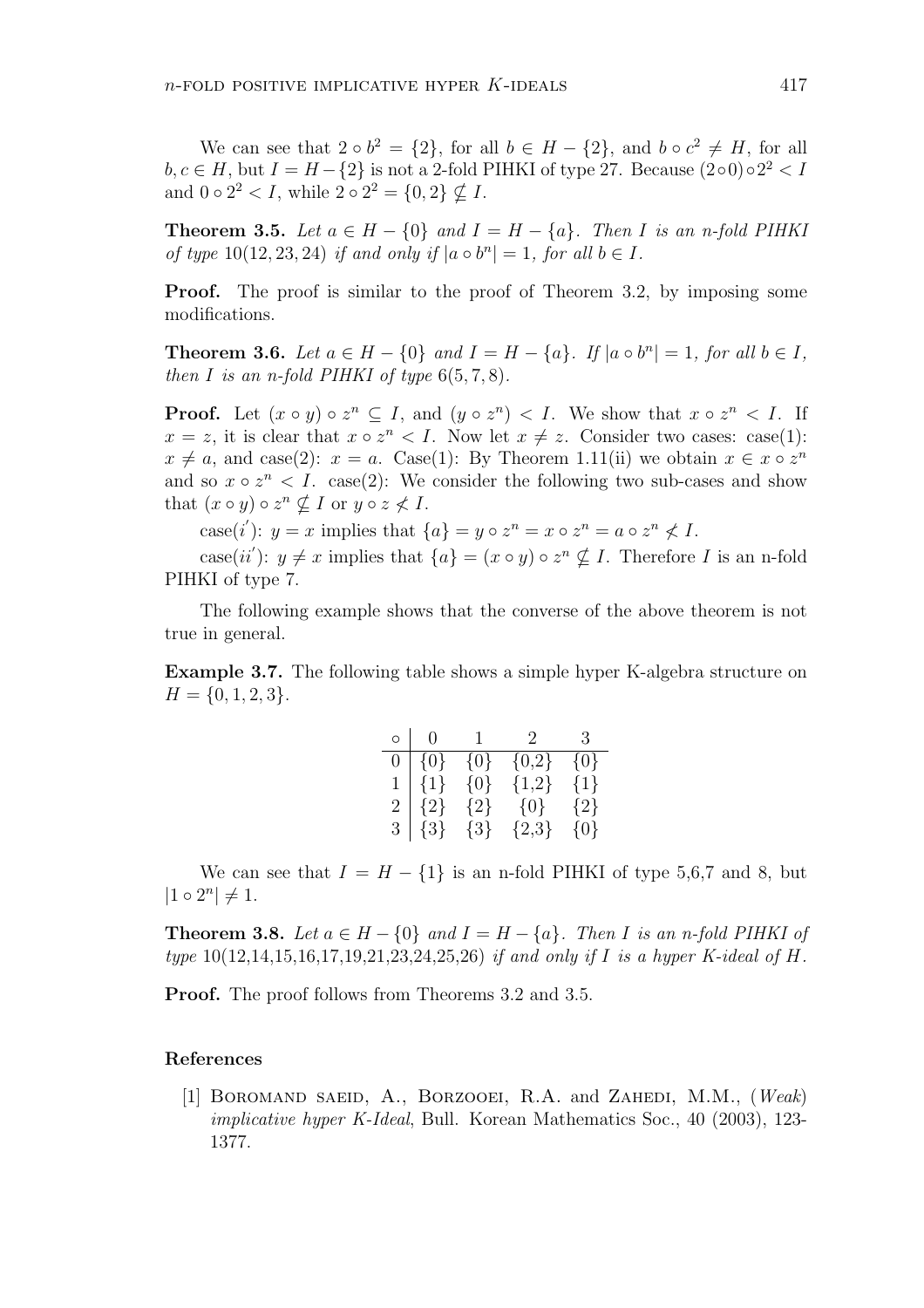We can see that $2 \circ b^2 = \{2\}$, for all $b \in H - \{2\}$, and $b \circ c^2 \neq H$, for all $b, c \in H$, but $I = H - \{2\}$ is not a 2-fold PIHKI of type 27. Because $(2 \circ 0) \circ 2^2 < I$ and $0 \circ 2^2 < I$, while $2 \circ 2^2 = \{0, 2\} \nsubseteq I$.

**Theorem 3.5.** *Let $a \in H - \{0\}$ and $I = H - \{a\}$. Then $I$ is an $n$-fold PIHKI of type* $10(12, 23, 24)$ *if and only if $|a \circ b^n| = 1$, for all $b \in I$.*

**Proof.** The proof is similar to the proof of Theorem 3.2, by imposing some modifications.

**Theorem 3.6.** *Let $a \in H - \{0\}$ and $I = H - \{a\}$. If $|a \circ b^n| = 1$, for all $b \in I$, then $I$ is an $n$-fold PIHKI of type* $6(5, 7, 8)$.

**Proof.** Let $(x \circ y) \circ z^n \subseteq I$, and $(y \circ z^n) < I$. We show that $x \circ z^n < I$. If $x = z$, it is clear that $x \circ z^n < I$. Now let $x \neq z$. Consider two cases: case(1): $x \neq a$, and case(2): $x = a$. Case(1): By Theorem 1.11(ii) we obtain $x \in x \circ z^n$ and so $x \circ z^n < I$. case(2): We consider the following two sub-cases and show that $(x \circ y) \circ z^n \nsubseteq I$ or $y \circ z \nless I$.

case($i'$): $y = x$ implies that $\{a\} = y \circ z^n = x \circ z^n = a \circ z^n \nless I$.

case($ii'$): $y \neq x$ implies that $\{a\} = (x \circ y) \circ z^n \nsubseteq I$. Therefore $I$ is an n-fold PIHKI of type 7.

The following example shows that the converse of the above theorem is not true in general.

**Example 3.7.** The following table shows a simple hyper K-algebra structure on $H = \{0, 1, 2, 3\}$.

| $\circ$ | 0 | 1 | 2 | 3 |
|---|---|---|---|---|
| 0 | $\{0\}$ | $\{0\}$ | $\{0,2\}$ | $\{0\}$ |
| 1 | $\{1\}$ | $\{0\}$ | $\{1,2\}$ | $\{1\}$ |
| 2 | $\{2\}$ | $\{2\}$ | $\{0\}$ | $\{2\}$ |
| 3 | $\{3\}$ | $\{3\}$ | $\{2,3\}$ | $\{0\}$ |

We can see that $I = H - \{1\}$ is an n-fold PIHKI of type 5,6,7 and 8, but $|1 \circ 2^n| \neq 1$.

**Theorem 3.8.** *Let $a \in H - \{0\}$ and $I = H - \{a\}$. Then $I$ is an $n$-fold PIHKI of type* 10(12,14,15,16,17,19,21,23,24,25,26) *if and only if $I$ is a hyper K-ideal of $H$.*

**Proof.** The proof follows from Theorems 3.2 and 3.5.

## References

[1] Boromand saeid, A., Borzooei, R.A. and Zahedi, M.M., (*Weak*) *implicative hyper K-Ideal*, Bull. Korean Mathematics Soc., 40 (2003), 123-1377.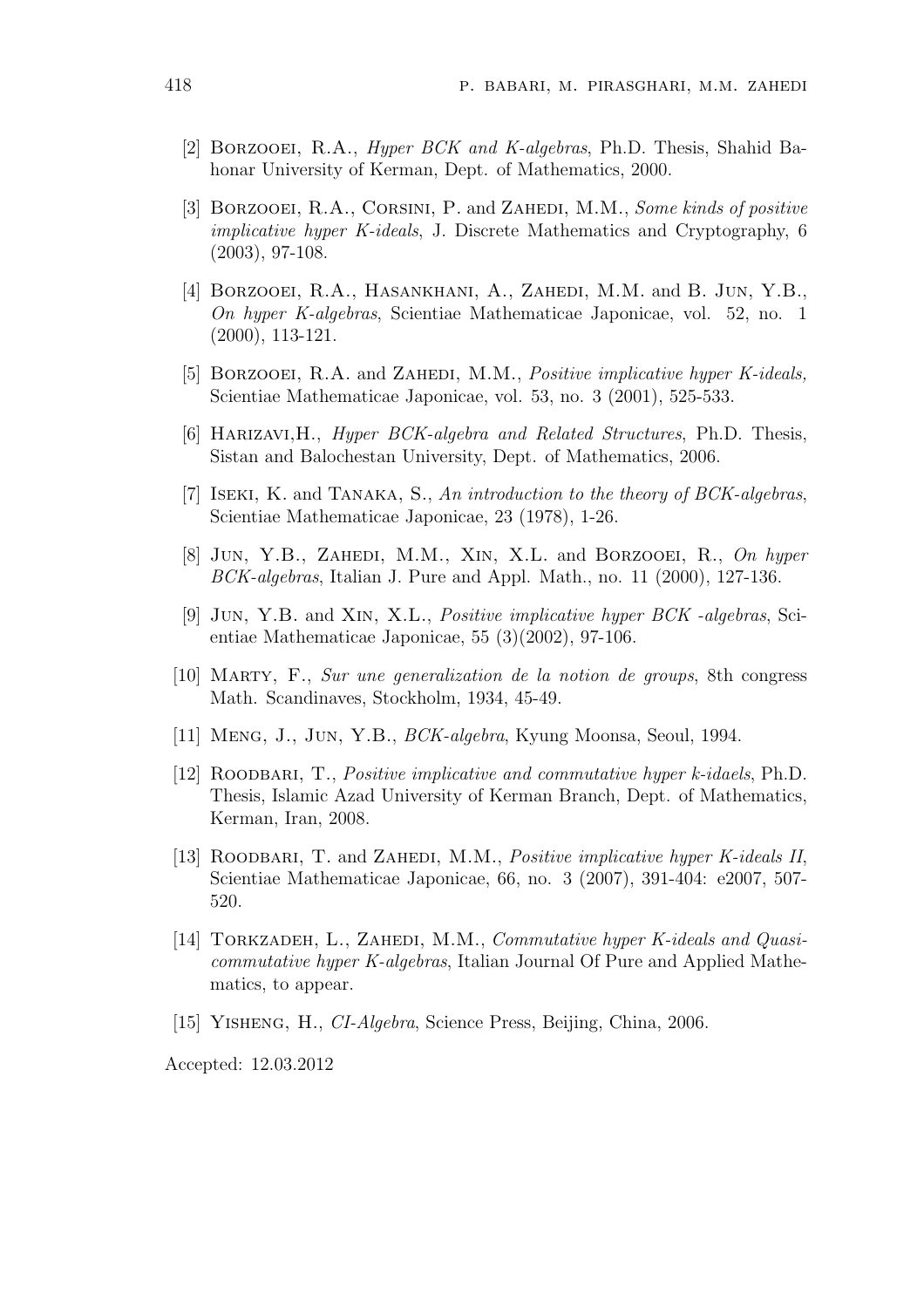[2] Borzooei, R.A., *Hyper BCK and K-algebras*, Ph.D. Thesis, Shahid Bahonar University of Kerman, Dept. of Mathematics, 2000.

[3] Borzooei, R.A., Corsini, P. and Zahedi, M.M., *Some kinds of positive implicative hyper K-ideals*, J. Discrete Mathematics and Cryptography, 6 (2003), 97-108.

[4] Borzooei, R.A., Hasankhani, A., Zahedi, M.M. and B. Jun, Y.B., *On hyper K-algebras*, Scientiae Mathematicae Japonicae, vol. 52, no. 1 (2000), 113-121.

[5] Borzooei, R.A. and Zahedi, M.M., *Positive implicative hyper K-ideals,* Scientiae Mathematicae Japonicae, vol. 53, no. 3 (2001), 525-533.

[6] Harizavi,H., *Hyper BCK-algebra and Related Structures*, Ph.D. Thesis, Sistan and Balochestan University, Dept. of Mathematics, 2006.

[7] Iseki, K. and Tanaka, S., *An introduction to the theory of BCK-algebras*, Scientiae Mathematicae Japonicae, 23 (1978), 1-26.

[8] Jun, Y.B., Zahedi, M.M., Xin, X.L. and Borzooei, R., *On hyper BCK-algebras*, Italian J. Pure and Appl. Math., no. 11 (2000), 127-136.

[9] Jun, Y.B. and Xin, X.L., *Positive implicative hyper BCK -algebras*, Scientiae Mathematicae Japonicae, 55 (3)(2002), 97-106.

[10] Marty, F., *Sur une generalization de la notion de groups*, 8th congress Math. Scandinaves, Stockholm, 1934, 45-49.

[11] Meng, J., Jun, Y.B., *BCK-algebra*, Kyung Moonsa, Seoul, 1994.

[12] Roodbari, T., *Positive implicative and commutative hyper k-idaels*, Ph.D. Thesis, Islamic Azad University of Kerman Branch, Dept. of Mathematics, Kerman, Iran, 2008.

[13] Roodbari, T. and Zahedi, M.M., *Positive implicative hyper K-ideals II*, Scientiae Mathematicae Japonicae, 66, no. 3 (2007), 391-404: e2007, 507-520.

[14] Torkzadeh, L., Zahedi, M.M., *Commutative hyper K-ideals and Quasi-commutative hyper K-algebras*, Italian Journal Of Pure and Applied Mathematics, to appear.

[15] Yisheng, H., *CI-Algebra*, Science Press, Beijing, China, 2006.

Accepted: 12.03.2012